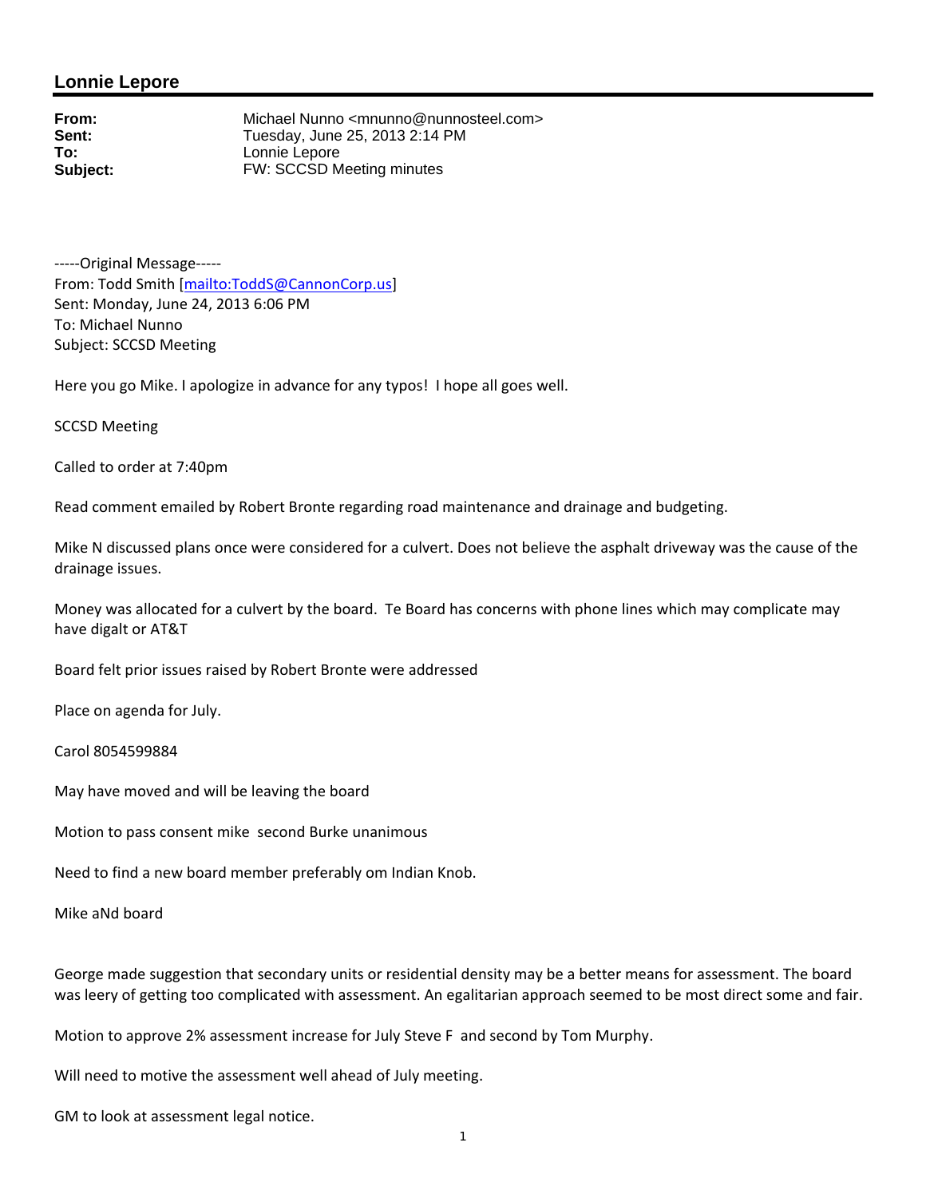## Lonnie Lepore

**From:** Michael Nunno <mnunno@nunnosteel.com>
**Sent:** Tuesday, June 25, 2013 2:14 PM
**To:** Lonnie Lepore
**Subject:** FW: SCCSD Meeting minutes

-----Original Message-----
From: Todd Smith [mailto:ToddS@CannonCorp.us]
Sent: Monday, June 24, 2013 6:06 PM
To: Michael Nunno
Subject: SCCSD Meeting

Here you go Mike. I apologize in advance for any typos! I hope all goes well.

SCCSD Meeting

Called to order at 7:40pm

Read comment emailed by Robert Bronte regarding road maintenance and drainage and budgeting.

Mike N discussed plans once were considered for a culvert. Does not believe the asphalt driveway was the cause of the drainage issues.

Money was allocated for a culvert by the board. Te Board has concerns with phone lines which may complicate may have digalt or AT&T

Board felt prior issues raised by Robert Bronte were addressed

Place on agenda for July.

Carol 8054599884

May have moved and will be leaving the board

Motion to pass consent mike second Burke unanimous

Need to find a new board member preferably om Indian Knob.

Mike aNd board

George made suggestion that secondary units or residential density may be a better means for assessment. The board was leery of getting too complicated with assessment. An egalitarian approach seemed to be most direct some and fair.

Motion to approve 2% assessment increase for July Steve F and second by Tom Murphy.

Will need to motive the assessment well ahead of July meeting.

GM to look at assessment legal notice.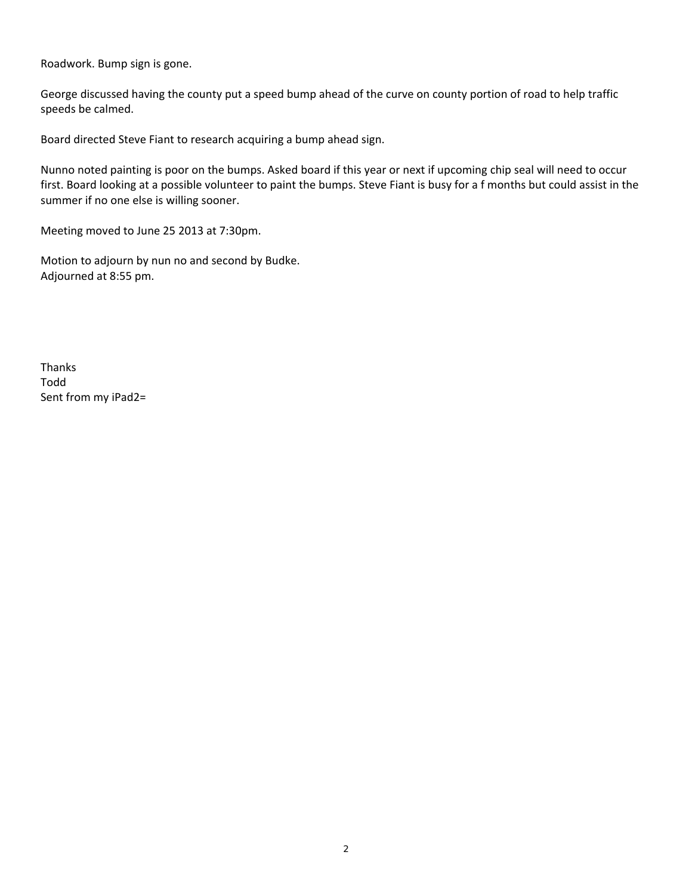Roadwork. Bump sign is gone.

George discussed having the county put a speed bump ahead of the curve on county portion of road to help traffic speeds be calmed.

Board directed Steve Fiant to research acquiring a bump ahead sign.

Nunno noted painting is poor on the bumps. Asked board if this year or next if upcoming chip seal will need to occur first. Board looking at a possible volunteer to paint the bumps. Steve Fiant is busy for a f months but could assist in the summer if no one else is willing sooner.

Meeting moved to June 25 2013 at 7:30pm.

Motion to adjourn by nun no and second by Budke.
Adjourned at 8:55 pm.

Thanks
Todd
Sent from my iPad2=